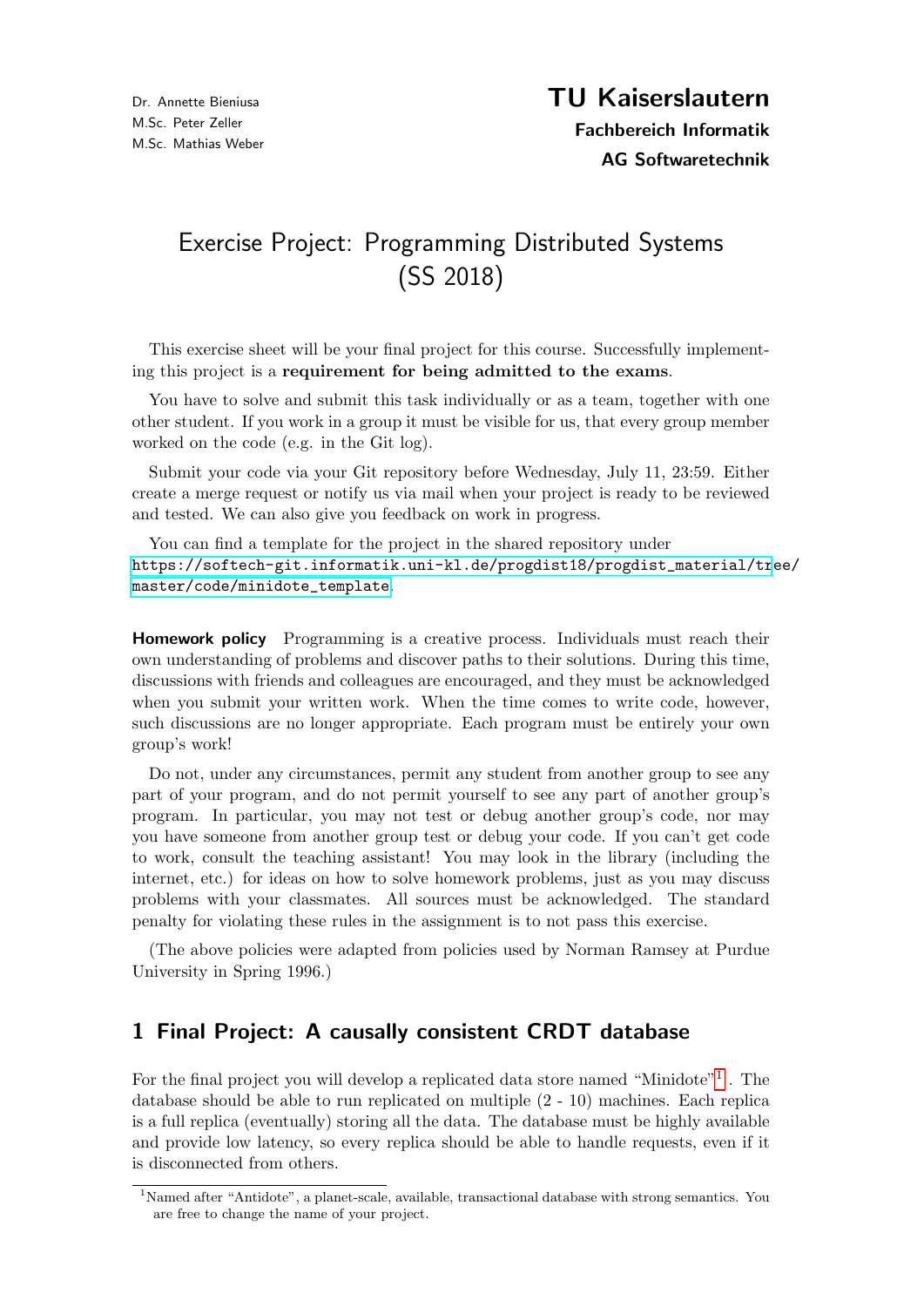Dr. Annette Bieniusa
M.Sc. Peter Zeller
M.Sc. Mathias Weber

**TU Kaiserslautern**
**Fachbereich Informatik**
**AG Softwaretechnik**

# Exercise Project: Programming Distributed Systems (SS 2018)

This exercise sheet will be your final project for this course. Successfully implementing this project is a **requirement for being admitted to the exams**.

You have to solve and submit this task individually or as a team, together with one other student. If you work in a group it must be visible for us, that every group member worked on the code (e.g. in the Git log).

Submit your code via your Git repository before Wednesday, July 11, 23:59. Either create a merge request or notify us via mail when your project is ready to be reviewed and tested. We can also give you feedback on work in progress.

You can find a template for the project in the shared repository under
https://softech-git.informatik.uni-kl.de/progdist18/progdist_material/tree/master/code/minidote_template.

**Homework policy** Programming is a creative process. Individuals must reach their own understanding of problems and discover paths to their solutions. During this time, discussions with friends and colleagues are encouraged, and they must be acknowledged when you submit your written work. When the time comes to write code, however, such discussions are no longer appropriate. Each program must be entirely your own group's work!

Do not, under any circumstances, permit any student from another group to see any part of your program, and do not permit yourself to see any part of another group's program. In particular, you may not test or debug another group's code, nor may you have someone from another group test or debug your code. If you can't get code to work, consult the teaching assistant! You may look in the library (including the internet, etc.) for ideas on how to solve homework problems, just as you may discuss problems with your classmates. All sources must be acknowledged. The standard penalty for violating these rules in the assignment is to not pass this exercise.

(The above policies were adapted from policies used by Norman Ramsey at Purdue University in Spring 1996.)

## 1 Final Project: A causally consistent CRDT database

For the final project you will develop a replicated data store named "Minidote"[1]. The database should be able to run replicated on multiple (2 - 10) machines. Each replica is a full replica (eventually) storing all the data. The database must be highly available and provide low latency, so every replica should be able to handle requests, even if it is disconnected from others.

[1] Named after "Antidote", a planet-scale, available, transactional database with strong semantics. You are free to change the name of your project.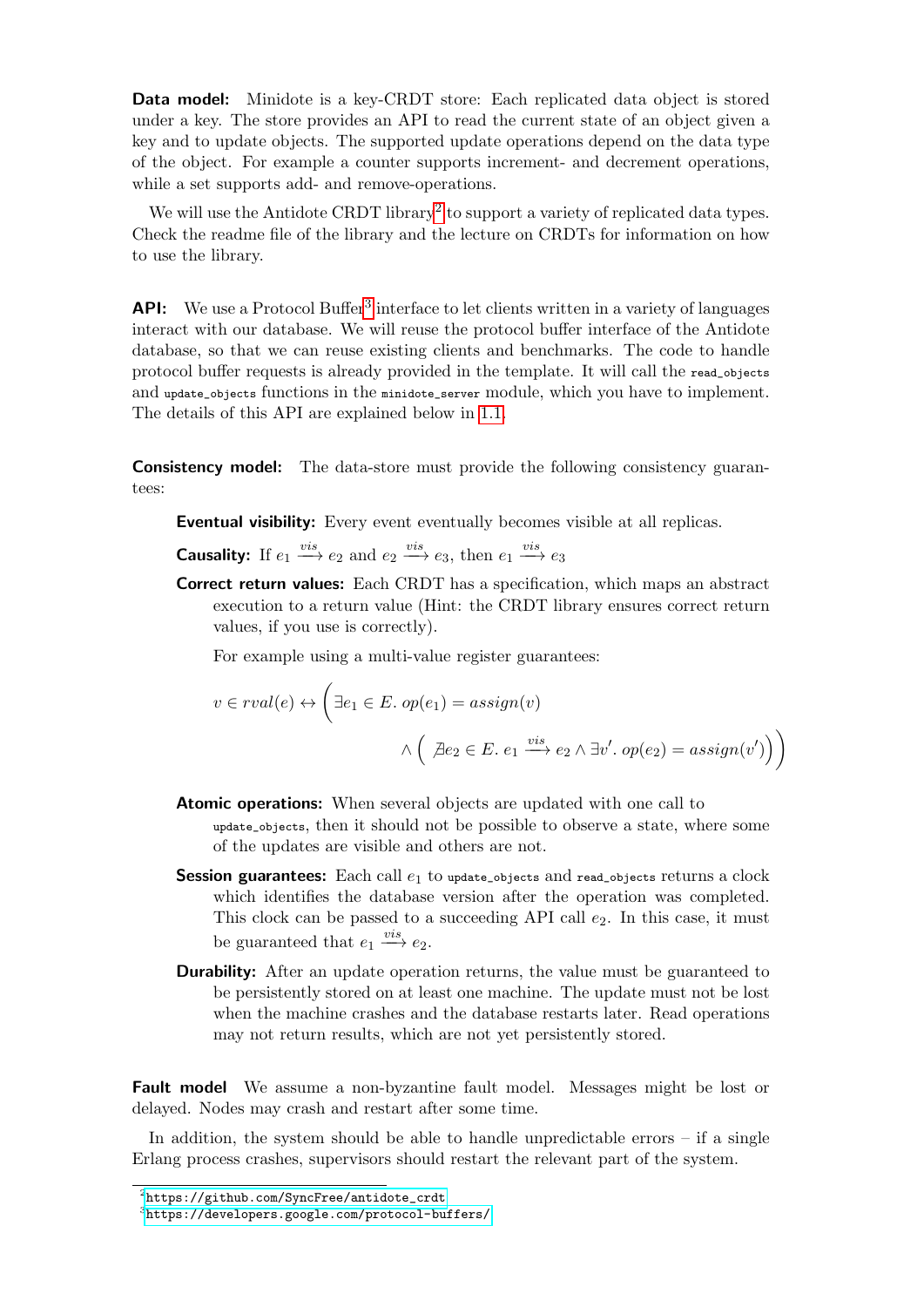**Data model:** Minidote is a key-CRDT store: Each replicated data object is stored under a key. The store provides an API to read the current state of an object given a key and to update objects. The supported update operations depend on the data type of the object. For example a counter supports increment- and decrement operations, while a set supports add- and remove-operations.

We will use the Antidote CRDT library[2] to support a variety of replicated data types. Check the readme file of the library and the lecture on CRDTs for information on how to use the library.

**API:** We use a Protocol Buffer[3] interface to let clients written in a variety of languages interact with our database. We will reuse the protocol buffer interface of the Antidote database, so that we can reuse existing clients and benchmarks. The code to handle protocol buffer requests is already provided in the template. It will call the `read_objects` and `update_objects` functions in the `minidote_server` module, which you have to implement. The details of this API are explained below in 1.1.

**Consistency model:** The data-store must provide the following consistency guarantees:

**Eventual visibility:** Every event eventually becomes visible at all replicas.

**Causality:** If $e_1 \xrightarrow{vis} e_2$ and $e_2 \xrightarrow{vis} e_3$, then $e_1 \xrightarrow{vis} e_3$

**Correct return values:** Each CRDT has a specification, which maps an abstract execution to a return value (Hint: the CRDT library ensures correct return values, if you use is correctly).

For example using a multi-value register guarantees:

$$v \in rval(e) \leftrightarrow \Big( \exists e_1 \in E.\ op(e_1) = assign(v) \\ \wedge \big( \nexists e_2 \in E.\ e_1 \xrightarrow{vis} e_2 \wedge \exists v'.\ op(e_2) = assign(v') \big) \Big)$$

**Atomic operations:** When several objects are updated with one call to `update_objects`, then it should not be possible to observe a state, where some of the updates are visible and others are not.

**Session guarantees:** Each call $e_1$ to `update_objects` and `read_objects` returns a clock which identifies the database version after the operation was completed. This clock can be passed to a succeeding API call $e_2$. In this case, it must be guaranteed that $e_1 \xrightarrow{vis} e_2$.

**Durability:** After an update operation returns, the value must be guaranteed to be persistently stored on at least one machine. The update must not be lost when the machine crashes and the database restarts later. Read operations may not return results, which are not yet persistently stored.

**Fault model** We assume a non-byzantine fault model. Messages might be lost or delayed. Nodes may crash and restart after some time.

In addition, the system should be able to handle unpredictable errors – if a single Erlang process crashes, supervisors should restart the relevant part of the system.

[2] https://github.com/SyncFree/antidote_crdt

[3] https://developers.google.com/protocol-buffers/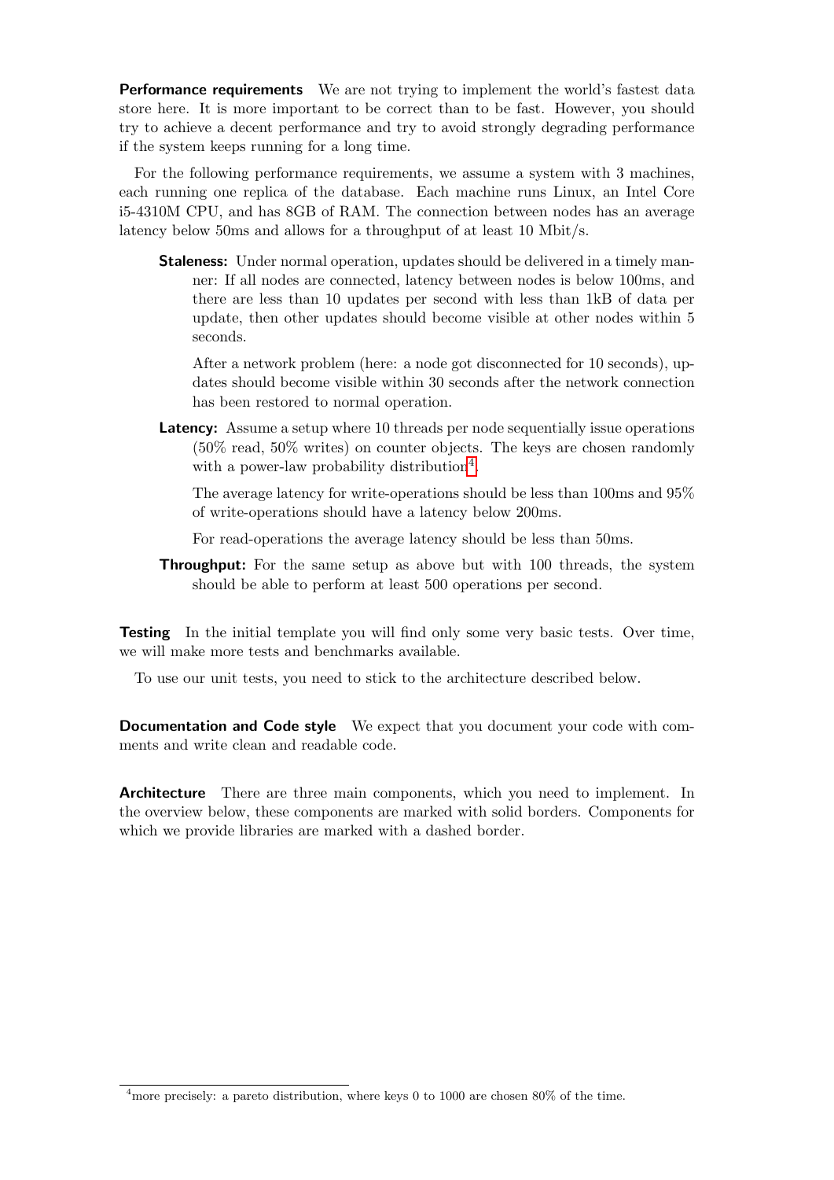**Performance requirements** We are not trying to implement the world's fastest data store here. It is more important to be correct than to be fast. However, you should try to achieve a decent performance and try to avoid strongly degrading performance if the system keeps running for a long time.

For the following performance requirements, we assume a system with 3 machines, each running one replica of the database. Each machine runs Linux, an Intel Core i5-4310M CPU, and has 8GB of RAM. The connection between nodes has an average latency below 50ms and allows for a throughput of at least 10 Mbit/s.

**Staleness:** Under normal operation, updates should be delivered in a timely manner: If all nodes are connected, latency between nodes is below 100ms, and there are less than 10 updates per second with less than 1kB of data per update, then other updates should become visible at other nodes within 5 seconds.

After a network problem (here: a node got disconnected for 10 seconds), updates should become visible within 30 seconds after the network connection has been restored to normal operation.

**Latency:** Assume a setup where 10 threads per node sequentially issue operations (50% read, 50% writes) on counter objects. The keys are chosen randomly with a power-law probability distribution[4].

The average latency for write-operations should be less than 100ms and 95% of write-operations should have a latency below 200ms.

For read-operations the average latency should be less than 50ms.

**Throughput:** For the same setup as above but with 100 threads, the system should be able to perform at least 500 operations per second.

**Testing** In the initial template you will find only some very basic tests. Over time, we will make more tests and benchmarks available.

To use our unit tests, you need to stick to the architecture described below.

**Documentation and Code style** We expect that you document your code with comments and write clean and readable code.

**Architecture** There are three main components, which you need to implement. In the overview below, these components are marked with solid borders. Components for which we provide libraries are marked with a dashed border.

[4] more precisely: a pareto distribution, where keys 0 to 1000 are chosen 80% of the time.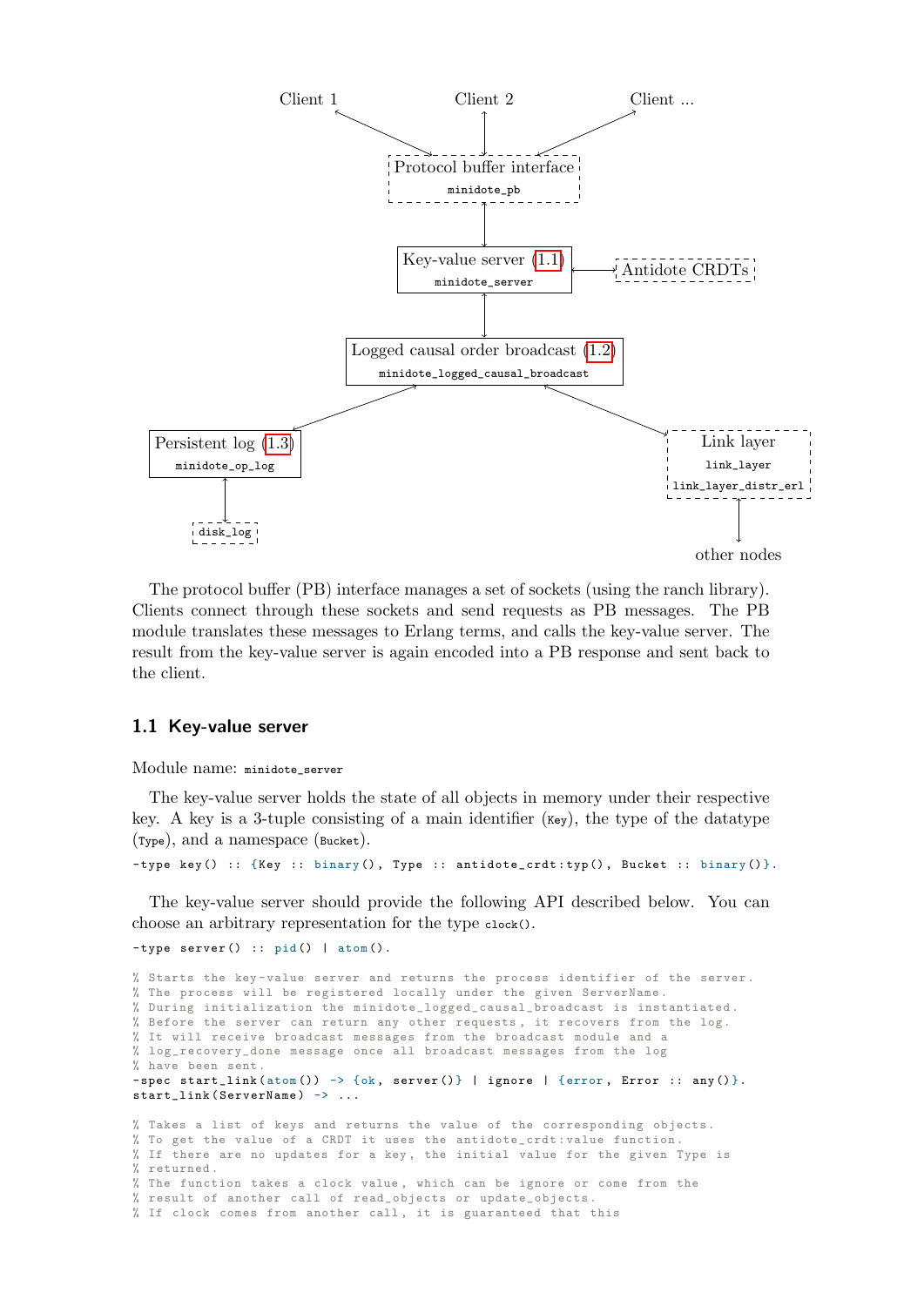The protocol buffer (PB) interface manages a set of sockets (using the ranch library). Clients connect through these sockets and send requests as PB messages. The PB module translates these messages to Erlang terms, and calls the key-value server. The result from the key-value server is again encoded into a PB response and sent back to the client.

### 1.1 Key-value server

Module name: `minidote_server`

The key-value server holds the state of all objects in memory under their respective key. A key is a 3-tuple consisting of a main identifier (`Key`), the type of the datatype (`Type`), and a namespace (`Bucket`).

```
-type key() :: {Key :: binary(), Type :: antidote_crdt:typ(), Bucket :: binary()}.
```

The key-value server should provide the following API described below. You can choose an arbitrary representation for the type `clock()`.

```
-type server() :: pid() | atom().

% Starts the key-value server and returns the process identifier of the server.
% The process will be registered locally under the given ServerName.
% During initialization the minidote_logged_causal_broadcast is instantiated.
% Before the server can return any other requests, it recovers from the log.
% It will receive broadcast messages from the broadcast module and a
% log_recovery_done message once all broadcast messages from the log
% have been sent.
-spec start_link(atom()) -> {ok, server()} | ignore | {error, Error :: any()}.
start_link(ServerName) -> ...

% Takes a list of keys and returns the value of the corresponding objects.
% To get the value of a CRDT it uses the antidote_crdt:value function.
% If there are no updates for a key, the initial value for the given Type is
% returned.
% The function takes a clock value, which can be ignore or come from the
% result of another call of read_objects or update_objects.
% If clock comes from another call, it is guaranteed that this
```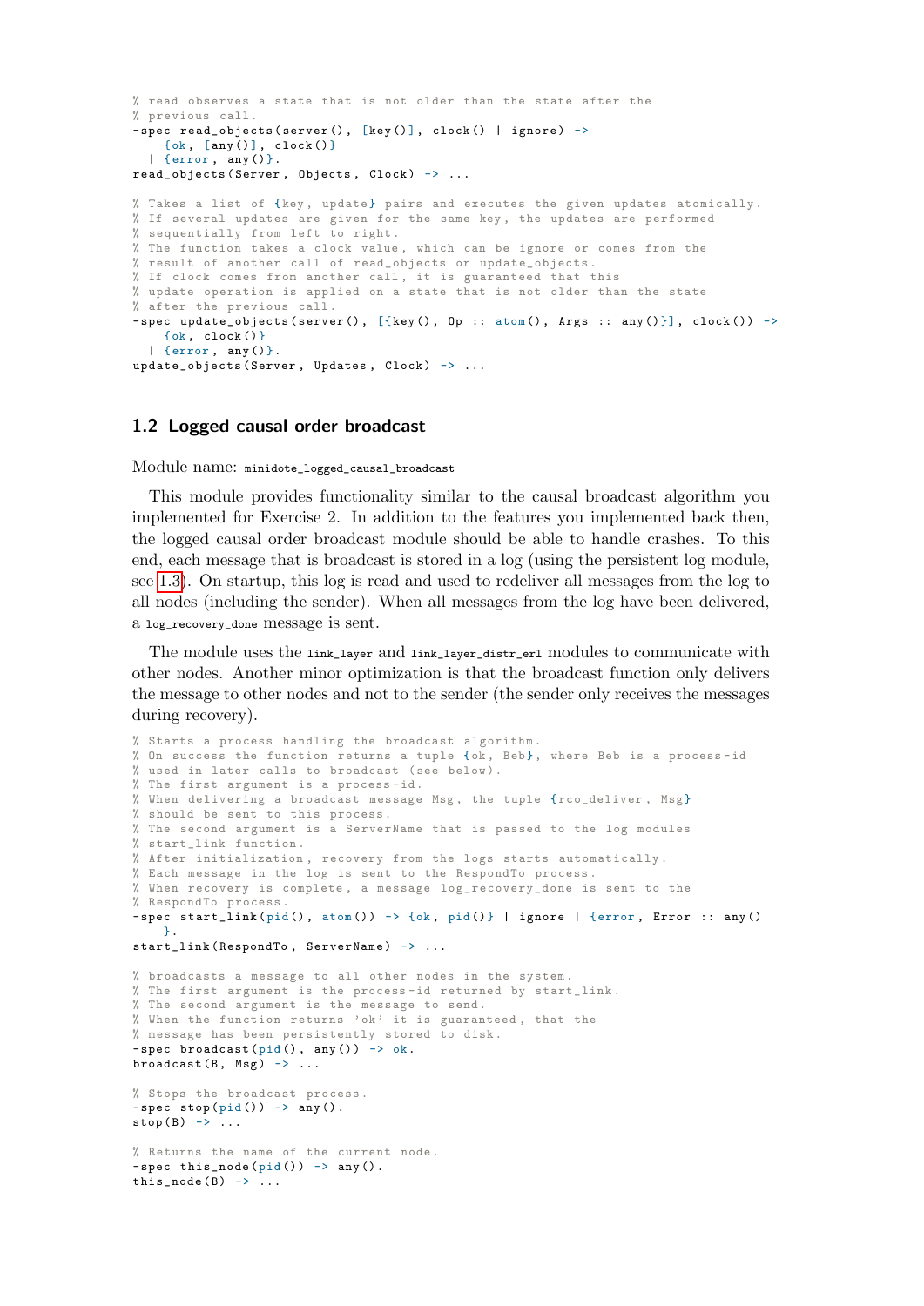```
% read observes a state that is not older than the state after the
% previous call.
-spec read_objects(server(), [key()], clock() | ignore) ->
    {ok, [any()], clock()}
  | {error, any()}.
read_objects(Server, Objects, Clock) -> ...

% Takes a list of {key, update} pairs and executes the given updates atomically.
% If several updates are given for the same key, the updates are performed
% sequentially from left to right.
% The function takes a clock value, which can be ignore or comes from the
% result of another call of read_objects or update_objects.
% If clock comes from another call, it is guaranteed that this
% update operation is applied on a state that is not older than the state
% after the previous call.
-spec update_objects(server(), [{key(), Op :: atom(), Args :: any()}], clock()) ->
    {ok, clock()}
  | {error, any()}.
update_objects(Server, Updates, Clock) -> ...
```

## 1.2 Logged causal order broadcast

Module name: `minidote_logged_causal_broadcast`

This module provides functionality similar to the causal broadcast algorithm you implemented for Exercise 2. In addition to the features you implemented back then, the logged causal order broadcast module should be able to handle crashes. To this end, each message that is broadcast is stored in a log (using the persistent log module, see 1.3). On startup, this log is read and used to redeliver all messages from the log to all nodes (including the sender). When all messages from the log have been delivered, a `log_recovery_done` message is sent.

The module uses the `link_layer` and `link_layer_distr_erl` modules to communicate with other nodes. Another minor optimization is that the broadcast function only delivers the message to other nodes and not to the sender (the sender only receives the messages during recovery).

```
% Starts a process handling the broadcast algorithm.
% On success the function returns a tuple {ok, Beb}, where Beb is a process-id
% used in later calls to broadcast (see below).
% The first argument is a process-id.
% When delivering a broadcast message Msg, the tuple {rco_deliver, Msg}
% should be sent to this process.
% The second argument is a ServerName that is passed to the log modules
% start_link function.
% After initialization, recovery from the logs starts automatically.
% Each message in the log is sent to the RespondTo process.
% When recovery is complete, a message log_recovery_done is sent to the
% RespondTo process.
-spec start_link(pid(), atom()) -> {ok, pid()} | ignore | {error, Error :: any()
    }.
start_link(RespondTo, ServerName) -> ...

% broadcasts a message to all other nodes in the system.
% The first argument is the process-id returned by start_link.
% The second argument is the message to send.
% When the function returns 'ok' it is guaranteed, that the
% message has been persistently stored to disk.
-spec broadcast(pid(), any()) -> ok.
broadcast(B, Msg) -> ...

% Stops the broadcast process.
-spec stop(pid()) -> any().
stop(B) -> ...

% Returns the name of the current node.
-spec this_node(pid()) -> any().
this_node(B) -> ...
```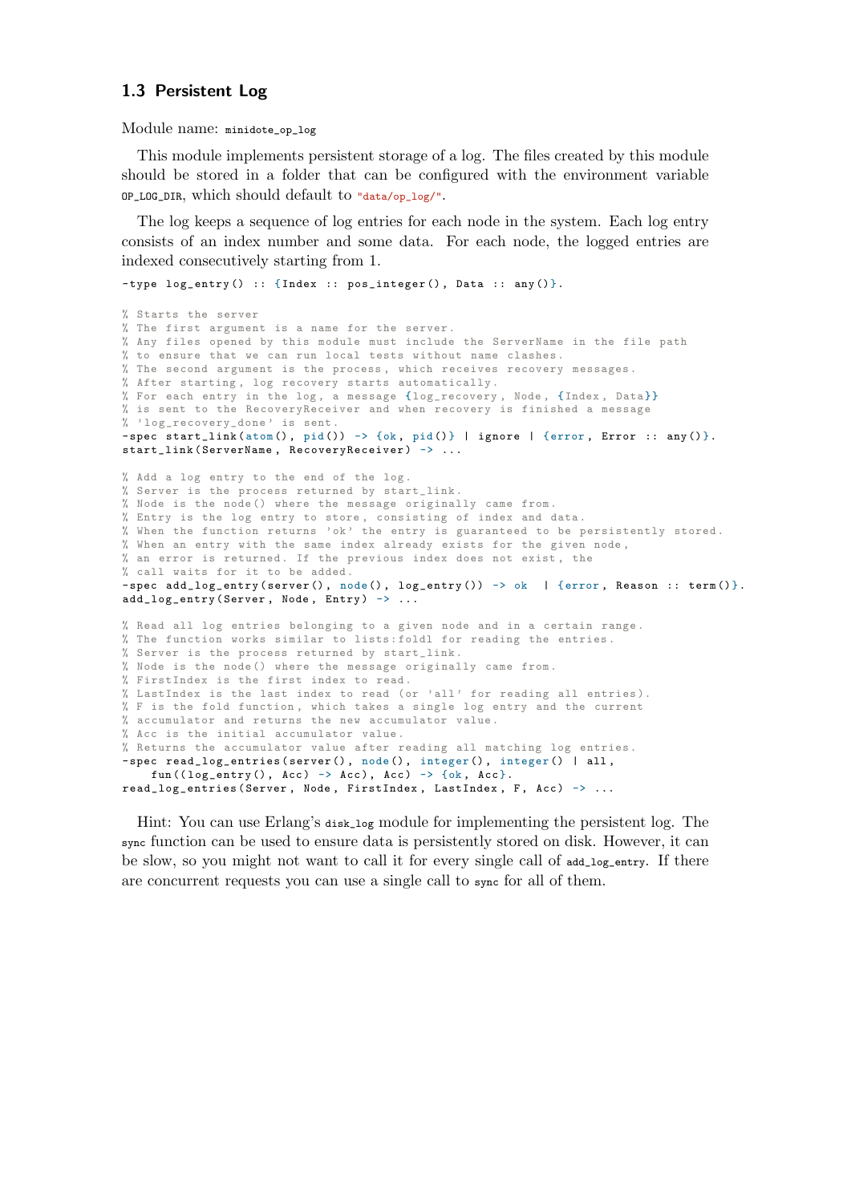### 1.3 Persistent Log

Module name: `minidote_op_log`

This module implements persistent storage of a log. The files created by this module should be stored in a folder that can be configured with the environment variable `OP_LOG_DIR`, which should default to `"data/op_log/"`.

The log keeps a sequence of log entries for each node in the system. Each log entry consists of an index number and some data. For each node, the logged entries are indexed consecutively starting from 1.

```
-type log_entry() :: {Index :: pos_integer(), Data :: any()}.

% Starts the server
% The first argument is a name for the server.
% Any files opened by this module must include the ServerName in the file path
% to ensure that we can run local tests without name clashes.
% The second argument is the process, which receives recovery messages.
% After starting, log recovery starts automatically.
% For each entry in the log, a message {log_recovery, Node, {Index, Data}}
% is sent to the RecoveryReceiver and when recovery is finished a message
% 'log_recovery_done' is sent.
-spec start_link(atom(), pid()) -> {ok, pid()} | ignore | {error, Error :: any()}.
start_link(ServerName, RecoveryReceiver) -> ...

% Add a log entry to the end of the log.
% Server is the process returned by start_link.
% Node is the node() where the message originally came from.
% Entry is the log entry to store, consisting of index and data.
% When the function returns 'ok' the entry is guaranteed to be persistently stored.
% When an entry with the same index already exists for the given node,
% an error is returned. If the previous index does not exist, the
% call waits for it to be added.
-spec add_log_entry(server(), node(), log_entry()) -> ok  | {error, Reason :: term()}.
add_log_entry(Server, Node, Entry) -> ...

% Read all log entries belonging to a given node and in a certain range.
% The function works similar to lists:foldl for reading the entries.
% Server is the process returned by start_link.
% Node is the node() where the message originally came from.
% FirstIndex is the first index to read.
% LastIndex is the last index to read (or 'all' for reading all entries).
% F is the fold function, which takes a single log entry and the current
% accumulator and returns the new accumulator value.
% Acc is the initial accumulator value.
% Returns the accumulator value after reading all matching log entries.
-spec read_log_entries(server(), node(), integer(), integer() | all,
    fun((log_entry(), Acc) -> Acc), Acc) -> {ok, Acc}.
read_log_entries(Server, Node, FirstIndex, LastIndex, F, Acc) -> ...
```

Hint: You can use Erlang's `disk_log` module for implementing the persistent log. The `sync` function can be used to ensure data is persistently stored on disk. However, it can be slow, so you might not want to call it for every single call of `add_log_entry`. If there are concurrent requests you can use a single call to `sync` for all of them.